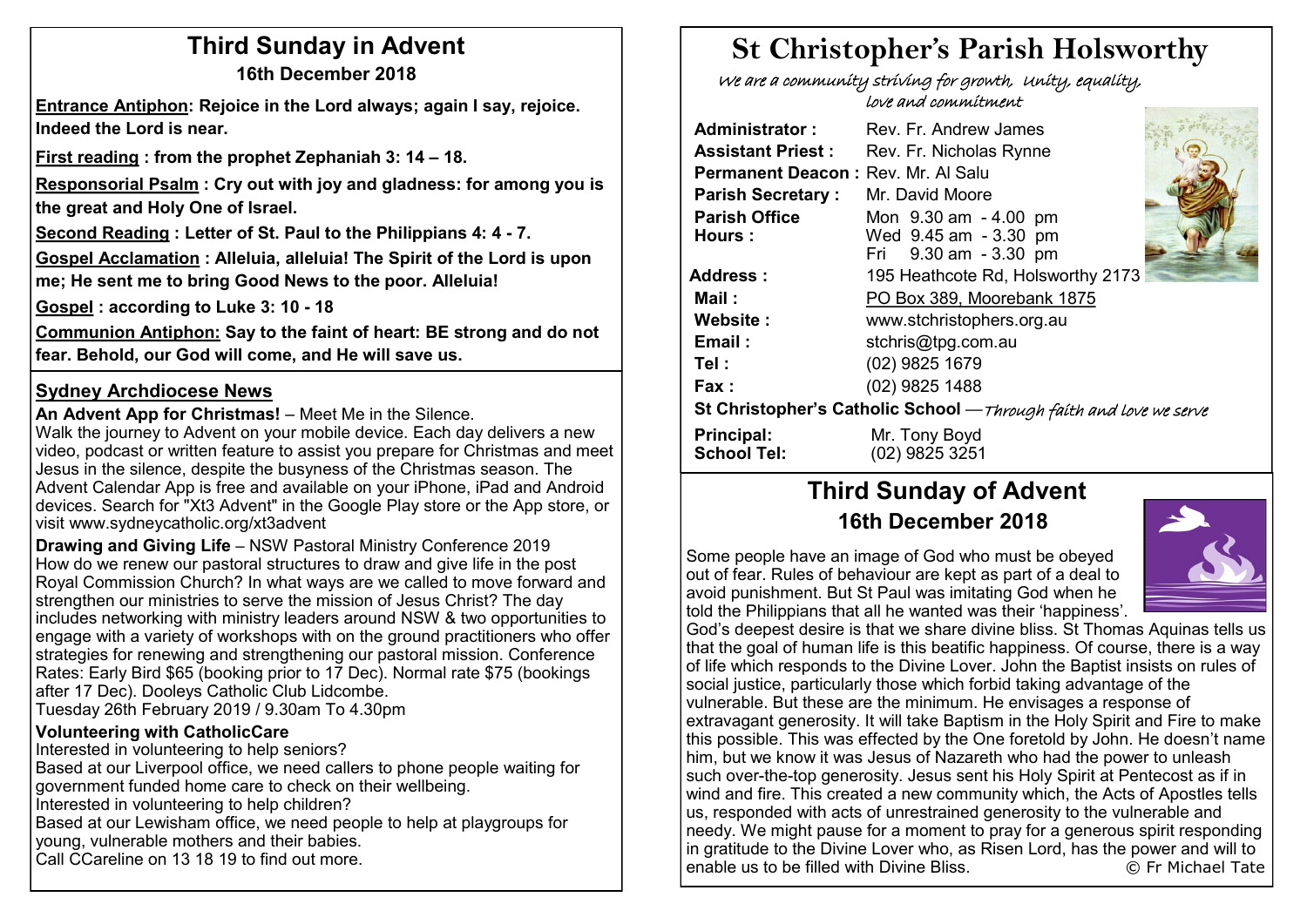# Third Sunday in Advent

**16th December 2018**

**Entrance Antiphon: Rejoice in the Lord always; again I say, rejoice. Indeed the Lord is near.**

**First reading : from the prophet Zephaniah 3: 14 – 18.**

**Responsorial Psalm : Cry out with joy and gladness: for among you is the great and Holy One of Israel.**

**Second Reading : Letter of St. Paul to the Philippians 4: 4 - 7.**

**Gospel Acclamation : Alleluia, alleluia! The Spirit of the Lord is upon me; He sent me to bring Good News to the poor. Alleluia!**

**Gospel : according to Luke 3: 10 - 18**

**Communion Antiphon: Say to the faint of heart: BE strong and do not fear. Behold, our God will come, and He will save us.**

## Sydney Archdiocese News

**An Advent App for Christmas!** – Meet Me in the Silence.
Walk the journey to Advent on your mobile device. Each day delivers a new video, podcast or written feature to assist you prepare for Christmas and meet Jesus in the silence, despite the busyness of the Christmas season. The Advent Calendar App is free and available on your iPhone, iPad and Android devices. Search for "Xt3 Advent" in the Google Play store or the App store, or visit www.sydneycatholic.org/xt3advent

**Drawing and Giving Life** – NSW Pastoral Ministry Conference 2019
How do we renew our pastoral structures to draw and give life in the post Royal Commission Church? In what ways are we called to move forward and strengthen our ministries to serve the mission of Jesus Christ? The day includes networking with ministry leaders around NSW & two opportunities to engage with a variety of workshops with on the ground practitioners who offer strategies for renewing and strengthening our pastoral mission. Conference Rates: Early Bird $65 (booking prior to 17 Dec). Normal rate $75 (bookings after 17 Dec). Dooleys Catholic Club Lidcombe.
Tuesday 26th February 2019 / 9.30am To 4.30pm

**Volunteering with CatholicCare**
Interested in volunteering to help seniors?
Based at our Liverpool office, we need callers to phone people waiting for government funded home care to check on their wellbeing.
Interested in volunteering to help children?
Based at our Lewisham office, we need people to help at playgroups for young, vulnerable mothers and their babies.
Call CCareline on 13 18 19 to find out more.

# St Christopher's Parish Holsworthy

*We are a community striving for growth, Unity, equality, love and commitment*

| | |
|---|---|
| **Administrator :** | Rev. Fr. Andrew James |
| **Assistant Priest :** | Rev. Fr. Nicholas Rynne |
| **Permanent Deacon :** | Rev. Mr. Al Salu |
| **Parish Secretary :** | Mr. David Moore |
| **Parish Office Hours :** | Mon 9.30 am - 4.00 pm<br>Wed 9.45 am - 3.30 pm<br>Fri 9.30 am - 3.30 pm |
| **Address :** | 195 Heathcote Rd, Holsworthy 2173 |
| **Mail :** | PO Box 389, Moorebank 1875 |
| **Website :** | www.stchristophers.org.au |
| **Email :** | stchris@tpg.com.au |
| **Tel :** | (02) 9825 1679 |
| **Fax :** | (02) 9825 1488 |

**St Christopher's Catholic School** —*Through faith and love we serve*

| | |
|---|---|
| **Principal:** | Mr. Tony Boyd |
| **School Tel:** | (02) 9825 3251 |

## Third Sunday of Advent

**16th December 2018**

Some people have an image of God who must be obeyed out of fear. Rules of behaviour are kept as part of a deal to avoid punishment. But St Paul was imitating God when he told the Philippians that all he wanted was their 'happiness'. God's deepest desire is that we share divine bliss. St Thomas Aquinas tells us that the goal of human life is this beatific happiness. Of course, there is a way of life which responds to the Divine Lover. John the Baptist insists on rules of social justice, particularly those which forbid taking advantage of the vulnerable. But these are the minimum. He envisages a response of extravagant generosity. It will take Baptism in the Holy Spirit and Fire to make this possible. This was effected by the One foretold by John. He doesn't name him, but we know it was Jesus of Nazareth who had the power to unleash such over-the-top generosity. Jesus sent his Holy Spirit at Pentecost as if in wind and fire. This created a new community which, the Acts of Apostles tells us, responded with acts of unrestrained generosity to the vulnerable and needy. We might pause for a moment to pray for a generous spirit responding in gratitude to the Divine Lover who, as Risen Lord, has the power and will to enable us to be filled with Divine Bliss. © Fr Michael Tate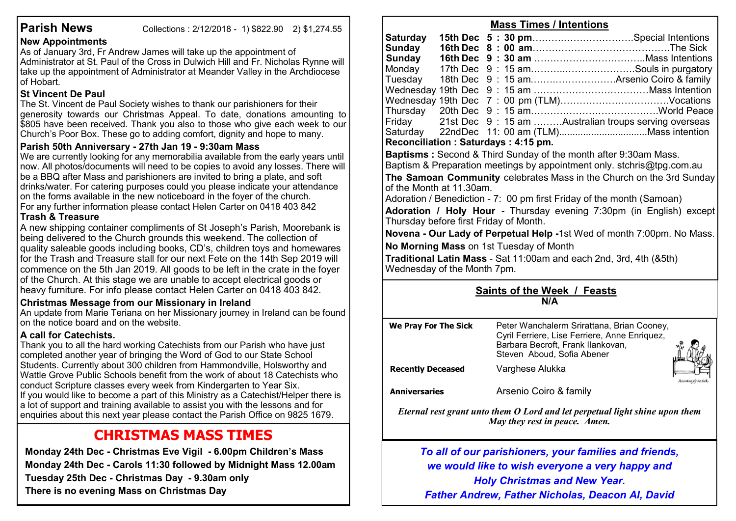## Parish News

Collections : 2/12/2018 - 1) $822.90 2) $1,274.55

### New Appointments

As of January 3rd, Fr Andrew James will take up the appointment of Administrator at St. Paul of the Cross in Dulwich Hill and Fr. Nicholas Rynne will take up the appointment of Administrator at Meander Valley in the Archdiocese of Hobart.

### St Vincent De Paul

The St. Vincent de Paul Society wishes to thank our parishioners for their generosity towards our Christmas Appeal. To date, donations amounting to $805 have been received. Thank you also to those who give each week to our Church's Poor Box. These go to adding comfort, dignity and hope to many.

### Parish 50th Anniversary - 27th Jan 19 - 9:30am Mass

We are currently looking for any memorabilia available from the early years until now. All photos/documents will need to be copies to avoid any losses. There will be a BBQ after Mass and parishioners are invited to bring a plate, and soft drinks/water. For catering purposes could you please indicate your attendance on the forms available in the new noticeboard in the foyer of the church. For any further information please contact Helen Carter on 0418 403 842

### Trash & Treasure

A new shipping container compliments of St Joseph's Parish, Moorebank is being delivered to the Church grounds this weekend. The collection of quality saleable goods including books, CD's, children toys and homewares for the Trash and Treasure stall for our next Fete on the 14th Sep 2019 will commence on the 5th Jan 2019. All goods to be left in the crate in the foyer of the Church. At this stage we are unable to accept electrical goods or heavy furniture. For info please contact Helen Carter on 0418 403 842.

### Christmas Message from our Missionary in Ireland

An update from Marie Teriana on her Missionary journey in Ireland can be found on the notice board and on the website.

### A call for Catechists.

Thank you to all the hard working Catechists from our Parish who have just completed another year of bringing the Word of God to our State School Students. Currently about 300 children from Hammondville, Holsworthy and Wattle Grove Public Schools benefit from the work of about 18 Catechists who conduct Scripture classes every week from Kindergarten to Year Six. If you would like to become a part of this Ministry as a Catechist/Helper there is a lot of support and training available to assist you with the lessons and for enquiries about this next year please contact the Parish Office on 9825 1679.

## CHRISTMAS MASS TIMES

**Monday 24th Dec - Christmas Eve Vigil - 6.00pm Children's Mass**
**Monday 24th Dec - Carols 11:30 followed by Midnight Mass 12.00am**
**Tuesday 25th Dec - Christmas Day - 9.30am only**
**There is no evening Mass on Christmas Day**

## Mass Times / Intentions

| | | | |
|---|---|---|---|
| **Saturday** | **15th Dec** | **5 : 30 pm** | Special Intentions |
| **Sunday** | **16th Dec** | **8 : 00 am** | The Sick |
| **Sunday** | **16th Dec** | **9 : 30 am** | Mass Intentions |
| Monday | 17th Dec | 9 : 15 am | Souls in purgatory |
| Tuesday | 18th Dec | 9 : 15 am | Arsenio Coiro & family |
| Wednesday | 19th Dec | 9 : 15 am | Mass Intention |
| Wednesday | 19th Dec | 7 : 00 pm (TLM) | Vocations |
| Thursday | 20th Dec | 9 : 15 am | World Peace |
| Friday | 21st Dec | 9 : 15 am | Australian troups serving overseas |
| Saturday | 22ndDec | 11: 00 am (TLM) | Mass intention |

**Reconciliation : Saturdays : 4:15 pm.**

**Baptisms :** Second & Third Sunday of the month after 9:30am Mass. Baptism & Preparation meetings by appointment only. stchris@tpg.com.au

**The Samoan Community** celebrates Mass in the Church on the 3rd Sunday of the Month at 11.30am.

Adoration / Benediction - 7: 00 pm first Friday of the month (Samoan)

**Adoration / Holy Hour** - Thursday evening 7:30pm (in English) except Thursday before first Friday of Month.

**Novena - Our Lady of Perpetual Help -**1st Wed of month 7:00pm. No Mass.

**No Morning Mass** on 1st Tuesday of Month

**Traditional Latin Mass** - Sat 11:00am and each 2nd, 3rd, 4th (&5th) Wednesday of the Month 7pm.

## Saints of the Week / Feasts

**N/A**

| | |
|---|---|
| **We Pray For The Sick** | Peter Wanchalerm Srirattana, Brian Cooney, Cyril Ferriere, Lise Ferriere, Anne Enriquez, Barbara Becroft, Frank Ilankovan, Steven Aboud, Sofia Abener |
| **Recently Deceased** | Varghese Alukka |
| **Anniversaries** | Arsenio Coiro & family |

*Eternal rest grant unto them O Lord and let perpetual light shine upon them May they rest in peace. Amen.*

*To all of our parishioners, your families and friends, we would like to wish everyone a very happy and Holy Christmas and New Year.*
*Father Andrew, Father Nicholas, Deacon Al, David*